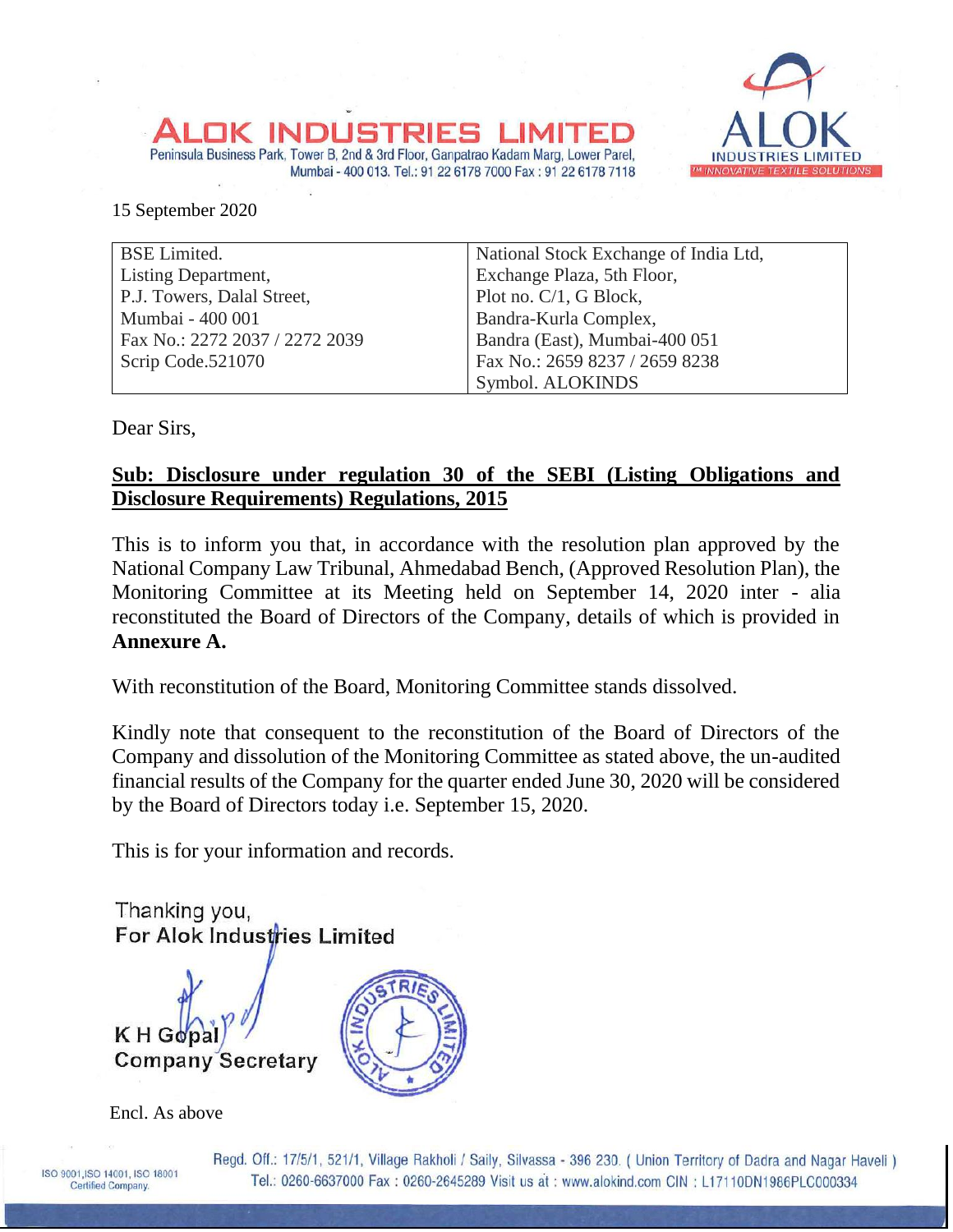# ALOK INDUSTRIES LIMITED

Peninsula Business Park, Tower B, 2nd & 3rd Floor, Ganpatrao Kadam Marg, Lower Parel, Mumbai - 400 013. Tel.: 91 22 6178 7000 Fax : 91 22 6178 7118

15 September 2020

| BSE Limited. | National Stock Exchange of India Ltd, |
|---|---|
| Listing Department, | Exchange Plaza, 5th Floor, |
| P.J. Towers, Dalal Street, | Plot no. C/1, G Block, |
| Mumbai - 400 001 | Bandra-Kurla Complex, |
| Fax No.: 2272 2037 / 2272 2039 | Bandra (East), Mumbai-400 051 |
| Scrip Code.521070 | Fax No.: 2659 8237 / 2659 8238 |
| | Symbol. ALOKINDS |

Dear Sirs,

**Sub: Disclosure under regulation 30 of the SEBI (Listing Obligations and Disclosure Requirements) Regulations, 2015**

This is to inform you that, in accordance with the resolution plan approved by the National Company Law Tribunal, Ahmedabad Bench, (Approved Resolution Plan), the Monitoring Committee at its Meeting held on September 14, 2020 inter - alia reconstituted the Board of Directors of the Company, details of which is provided in **Annexure A.**

With reconstitution of the Board, Monitoring Committee stands dissolved.

Kindly note that consequent to the reconstitution of the Board of Directors of the Company and dissolution of the Monitoring Committee as stated above, the un-audited financial results of the Company for the quarter ended June 30, 2020 will be considered by the Board of Directors today i.e. September 15, 2020.

This is for your information and records.

Thanking you,
For Alok Industries Limited

K H Gopal
Company Secretary

Encl. As above

Regd. Off.: 17/5/1, 521/1, Village Rakholi / Saily, Silvassa - 396 230. ( Union Territory of Dadra and Nagar Haveli )
Tel.: 0260-6637000 Fax : 0260-2645289 Visit us at : www.alokind.com CIN : L17110DN1986PLC000334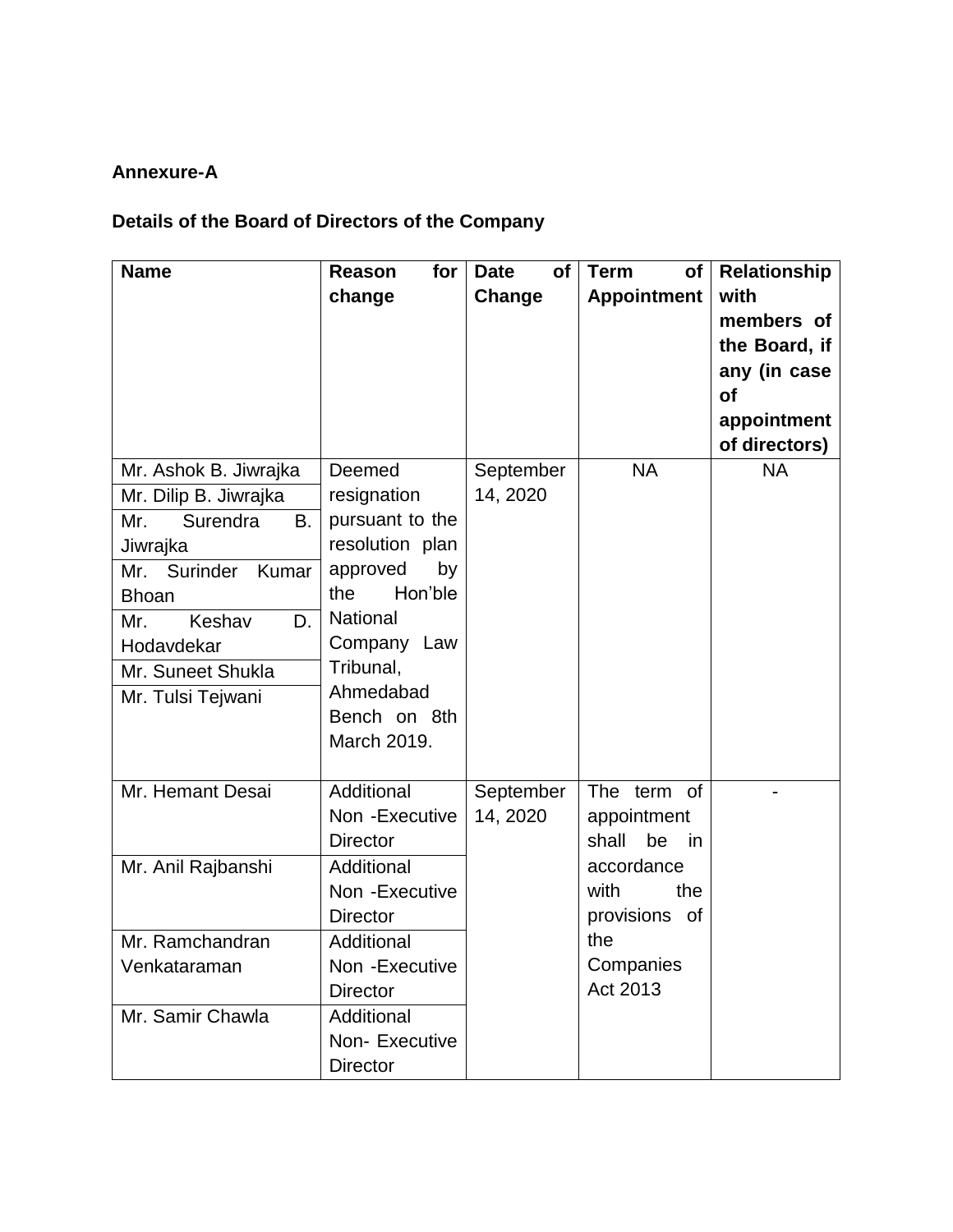**Annexure-A**

**Details of the Board of Directors of the Company**

| Name | Reason for change | Date of Change | Term of Appointment | Relationship with members of the Board, if any (in case of appointment of directors) |
|---|---|---|---|---|
| Mr. Ashok B. Jiwrajka | Deemed resignation pursuant to the resolution plan approved by the Hon'ble National Company Law Tribunal, Ahmedabad Bench on 8th March 2019. | September 14, 2020 | NA | NA |
| Mr. Dilip B. Jiwrajka | | | | |
| Mr. Surendra B. Jiwrajka | | | | |
| Mr. Surinder Kumar Bhoan | | | | |
| Mr. Keshav D. Hodavdekar | | | | |
| Mr. Suneet Shukla | | | | |
| Mr. Tulsi Tejwani | | | | |
| Mr. Hemant Desai | Additional Non -Executive Director | September 14, 2020 | The term of appointment shall be in accordance with the provisions of the Companies Act 2013 | - |
| Mr. Anil Rajbanshi | Additional Non -Executive Director | | | |
| Mr. Ramchandran Venkataraman | Additional Non -Executive Director | | | |
| Mr. Samir Chawla | Additional Non- Executive Director | | | |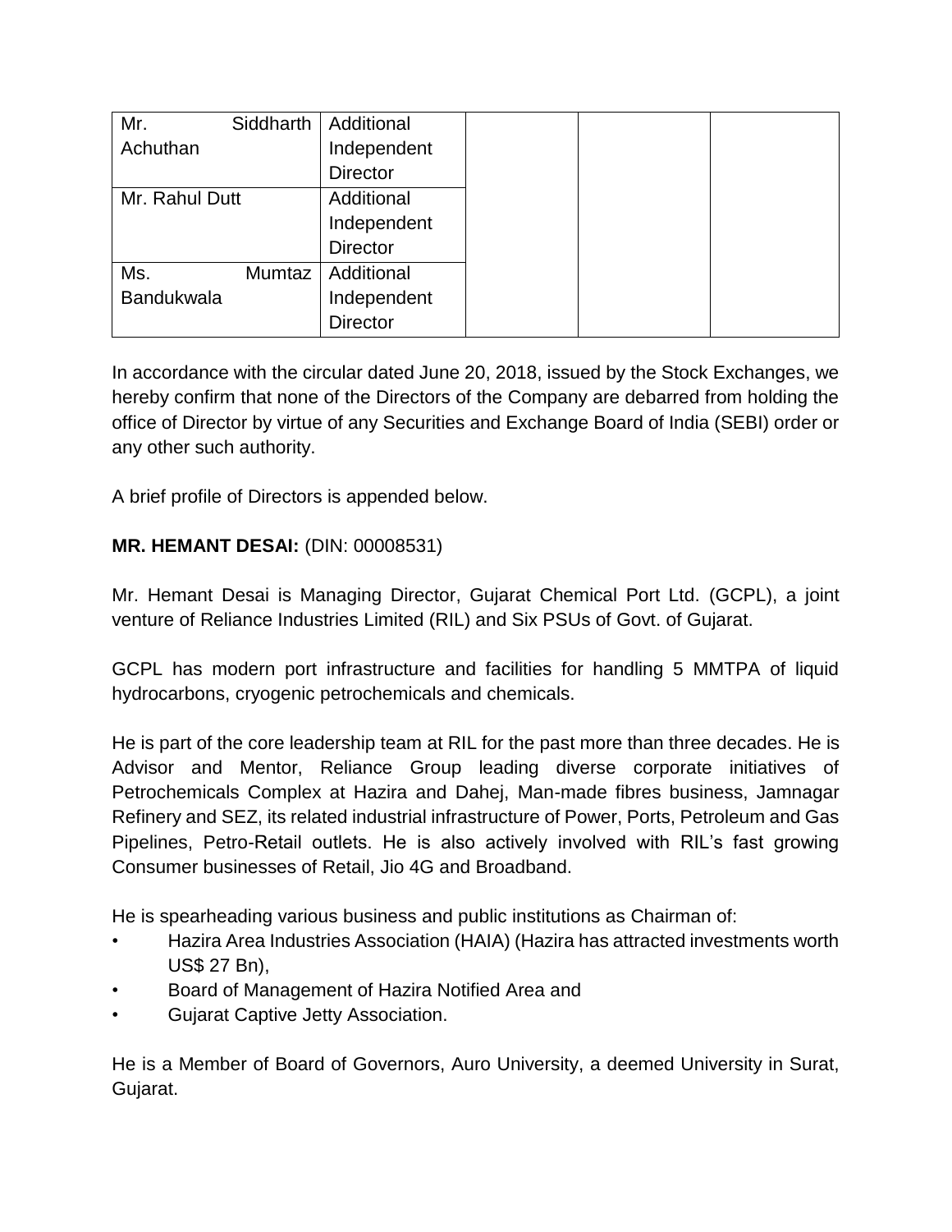| | | | | |
|---|---|---|---|---|
| Mr. Siddharth Achuthan | Additional Independent Director | | | |
| Mr. Rahul Dutt | Additional Independent Director | | | |
| Ms. Mumtaz Bandukwala | Additional Independent Director | | | |

In accordance with the circular dated June 20, 2018, issued by the Stock Exchanges, we hereby confirm that none of the Directors of the Company are debarred from holding the office of Director by virtue of any Securities and Exchange Board of India (SEBI) order or any other such authority.

A brief profile of Directors is appended below.

**MR. HEMANT DESAI:** (DIN: 00008531)

Mr. Hemant Desai is Managing Director, Gujarat Chemical Port Ltd. (GCPL), a joint venture of Reliance Industries Limited (RIL) and Six PSUs of Govt. of Gujarat.

GCPL has modern port infrastructure and facilities for handling 5 MMTPA of liquid hydrocarbons, cryogenic petrochemicals and chemicals.

He is part of the core leadership team at RIL for the past more than three decades. He is Advisor and Mentor, Reliance Group leading diverse corporate initiatives of Petrochemicals Complex at Hazira and Dahej, Man-made fibres business, Jamnagar Refinery and SEZ, its related industrial infrastructure of Power, Ports, Petroleum and Gas Pipelines, Petro-Retail outlets. He is also actively involved with RIL's fast growing Consumer businesses of Retail, Jio 4G and Broadband.

He is spearheading various business and public institutions as Chairman of:

- Hazira Area Industries Association (HAIA) (Hazira has attracted investments worth US$ 27 Bn),
- Board of Management of Hazira Notified Area and
- Gujarat Captive Jetty Association.

He is a Member of Board of Governors, Auro University, a deemed University in Surat, Gujarat.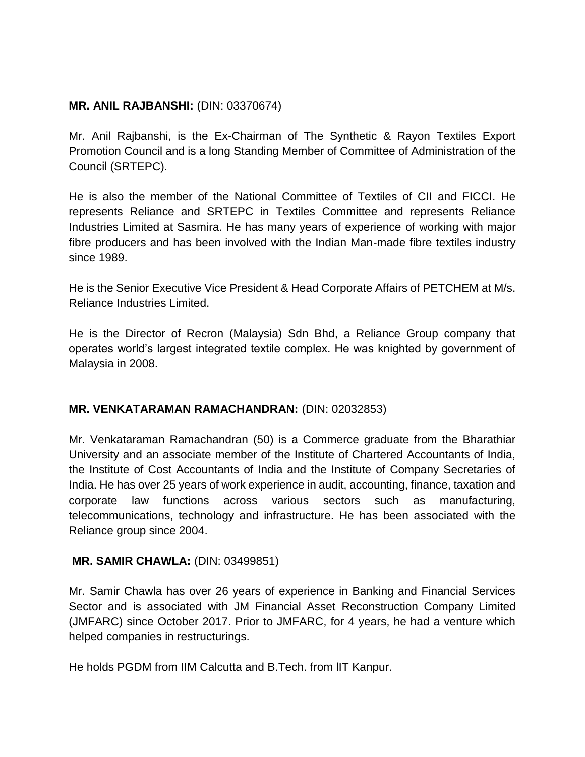**MR. ANIL RAJBANSHI:** (DIN: 03370674)

Mr. Anil Rajbanshi, is the Ex-Chairman of The Synthetic & Rayon Textiles Export Promotion Council and is a long Standing Member of Committee of Administration of the Council (SRTEPC).

He is also the member of the National Committee of Textiles of CII and FICCI. He represents Reliance and SRTEPC in Textiles Committee and represents Reliance Industries Limited at Sasmira. He has many years of experience of working with major fibre producers and has been involved with the Indian Man-made fibre textiles industry since 1989.

He is the Senior Executive Vice President & Head Corporate Affairs of PETCHEM at M/s. Reliance Industries Limited.

He is the Director of Recron (Malaysia) Sdn Bhd, a Reliance Group company that operates world's largest integrated textile complex. He was knighted by government of Malaysia in 2008.

**MR. VENKATARAMAN RAMACHANDRAN:** (DIN: 02032853)

Mr. Venkataraman Ramachandran (50) is a Commerce graduate from the Bharathiar University and an associate member of the Institute of Chartered Accountants of India, the Institute of Cost Accountants of India and the Institute of Company Secretaries of India. He has over 25 years of work experience in audit, accounting, finance, taxation and corporate law functions across various sectors such as manufacturing, telecommunications, technology and infrastructure. He has been associated with the Reliance group since 2004.

**MR. SAMIR CHAWLA:** (DIN: 03499851)

Mr. Samir Chawla has over 26 years of experience in Banking and Financial Services Sector and is associated with JM Financial Asset Reconstruction Company Limited (JMFARC) since October 2017. Prior to JMFARC, for 4 years, he had a venture which helped companies in restructurings.

He holds PGDM from IIM Calcutta and B.Tech. from IIT Kanpur.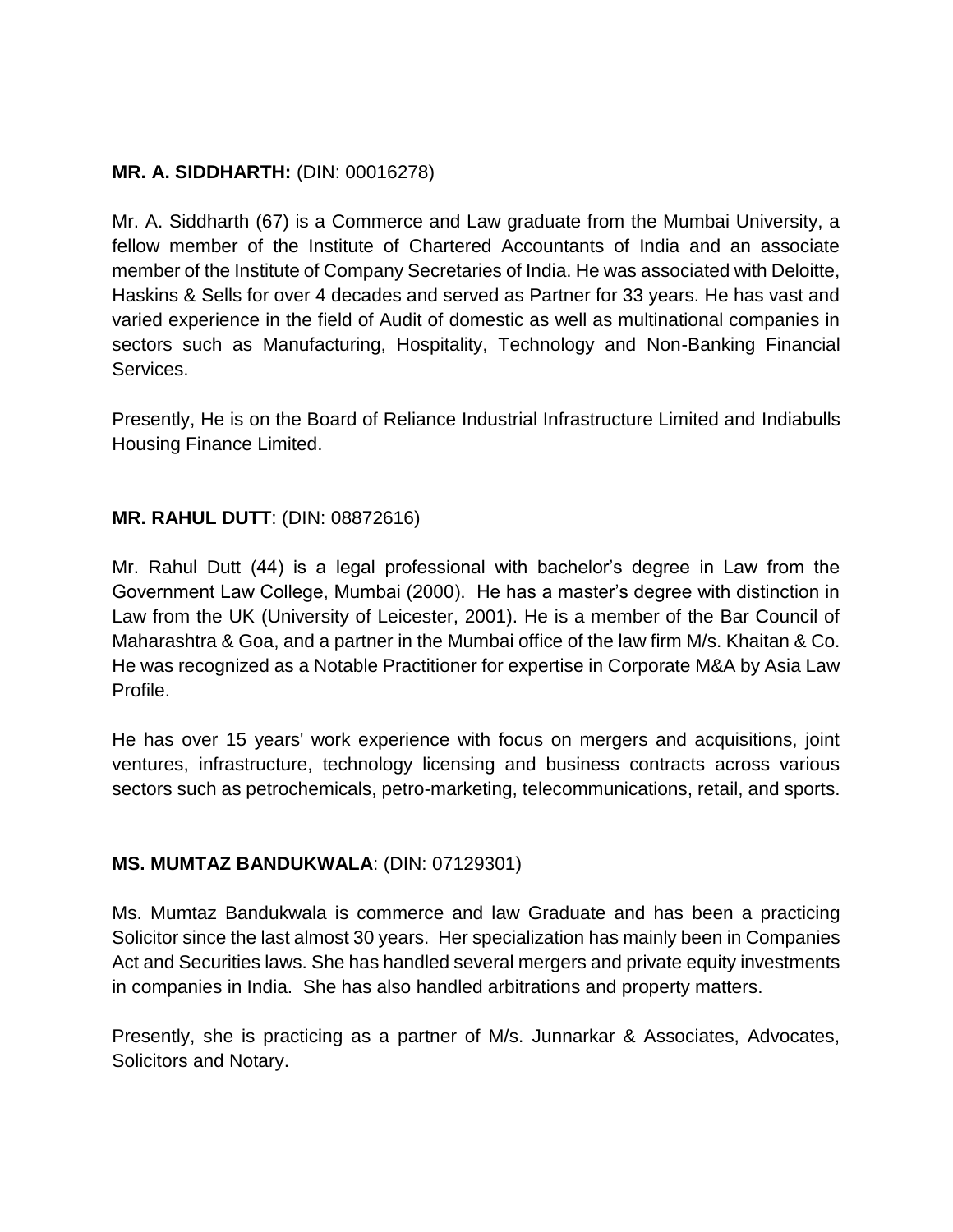**MR. A. SIDDHARTH:** (DIN: 00016278)

Mr. A. Siddharth (67) is a Commerce and Law graduate from the Mumbai University, a fellow member of the Institute of Chartered Accountants of India and an associate member of the Institute of Company Secretaries of India. He was associated with Deloitte, Haskins & Sells for over 4 decades and served as Partner for 33 years. He has vast and varied experience in the field of Audit of domestic as well as multinational companies in sectors such as Manufacturing, Hospitality, Technology and Non-Banking Financial Services.

Presently, He is on the Board of Reliance Industrial Infrastructure Limited and Indiabulls Housing Finance Limited.

**MR. RAHUL DUTT**: (DIN: 08872616)

Mr. Rahul Dutt (44) is a legal professional with bachelor's degree in Law from the Government Law College, Mumbai (2000). He has a master's degree with distinction in Law from the UK (University of Leicester, 2001). He is a member of the Bar Council of Maharashtra & Goa, and a partner in the Mumbai office of the law firm M/s. Khaitan & Co. He was recognized as a Notable Practitioner for expertise in Corporate M&A by Asia Law Profile.

He has over 15 years' work experience with focus on mergers and acquisitions, joint ventures, infrastructure, technology licensing and business contracts across various sectors such as petrochemicals, petro-marketing, telecommunications, retail, and sports.

**MS. MUMTAZ BANDUKWALA**: (DIN: 07129301)

Ms. Mumtaz Bandukwala is commerce and law Graduate and has been a practicing Solicitor since the last almost 30 years. Her specialization has mainly been in Companies Act and Securities laws. She has handled several mergers and private equity investments in companies in India. She has also handled arbitrations and property matters.

Presently, she is practicing as a partner of M/s. Junnarkar & Associates, Advocates, Solicitors and Notary.